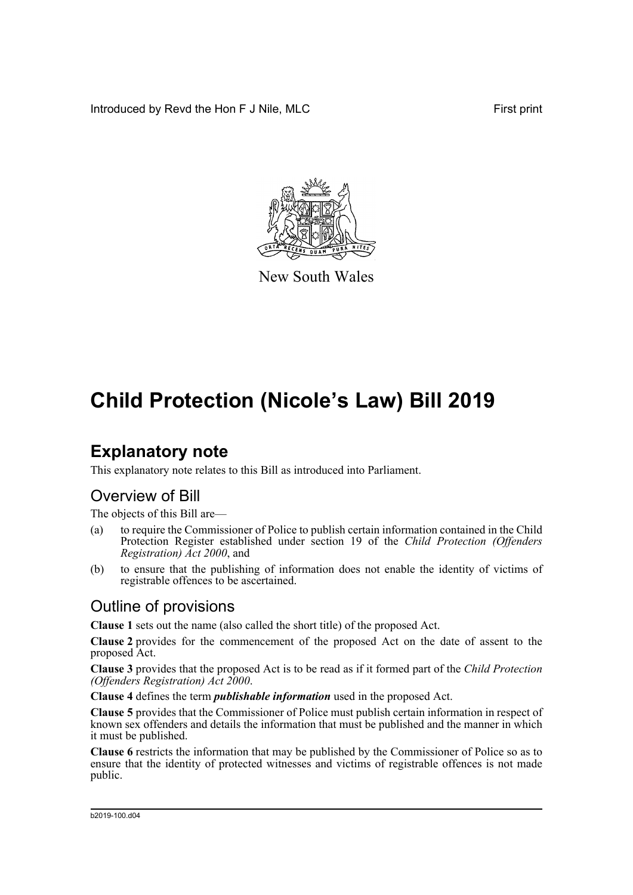Introduced by Revd the Hon F J Nile, MLC First print

New South Wales

# Child Protection (Nicole’s Law) Bill 2019

## Explanatory note

This explanatory note relates to this Bill as introduced into Parliament.

### Overview of Bill

The objects of this Bill are—

(a) to require the Commissioner of Police to publish certain information contained in the Child Protection Register established under section 19 of the *Child Protection (Offenders Registration) Act 2000*, and

(b) to ensure that the publishing of information does not enable the identity of victims of registrable offences to be ascertained.

### Outline of provisions

**Clause 1** sets out the name (also called the short title) of the proposed Act.

**Clause 2** provides for the commencement of the proposed Act on the date of assent to the proposed Act.

**Clause 3** provides that the proposed Act is to be read as if it formed part of the *Child Protection (Offenders Registration) Act 2000*.

**Clause 4** defines the term ***publishable information*** used in the proposed Act.

**Clause 5** provides that the Commissioner of Police must publish certain information in respect of known sex offenders and details the information that must be published and the manner in which it must be published.

**Clause 6** restricts the information that may be published by the Commissioner of Police so as to ensure that the identity of protected witnesses and victims of registrable offences is not made public.

b2019-100.d04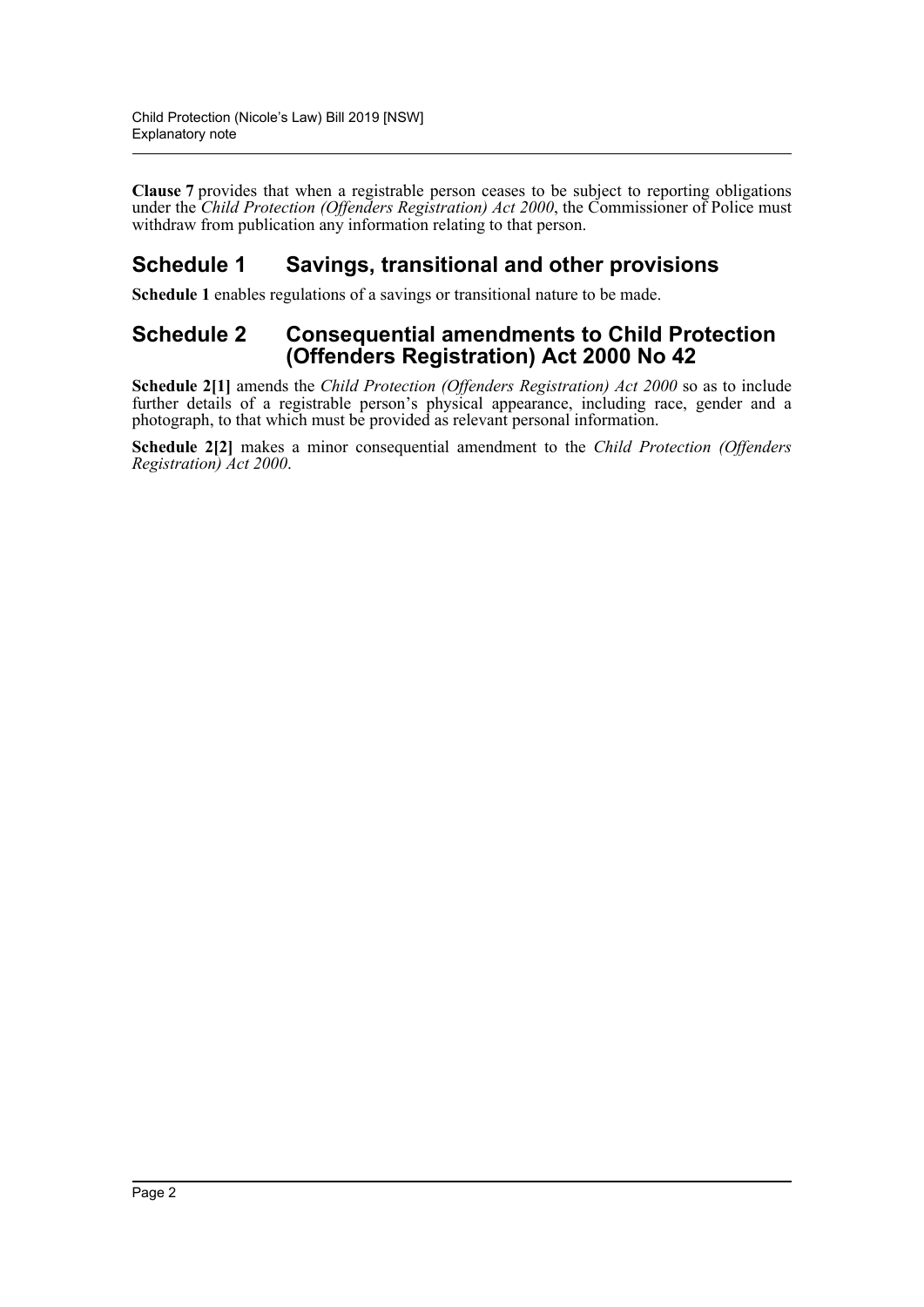**Clause 7** provides that when a registrable person ceases to be subject to reporting obligations under the *Child Protection (Offenders Registration) Act 2000*, the Commissioner of Police must withdraw from publication any information relating to that person.

## Schedule 1 Savings, transitional and other provisions

**Schedule 1** enables regulations of a savings or transitional nature to be made.

## Schedule 2 Consequential amendments to Child Protection (Offenders Registration) Act 2000 No 42

**Schedule 2[1]** amends the *Child Protection (Offenders Registration) Act 2000* so as to include further details of a registrable person's physical appearance, including race, gender and a photograph, to that which must be provided as relevant personal information.

**Schedule 2[2]** makes a minor consequential amendment to the *Child Protection (Offenders Registration) Act 2000*.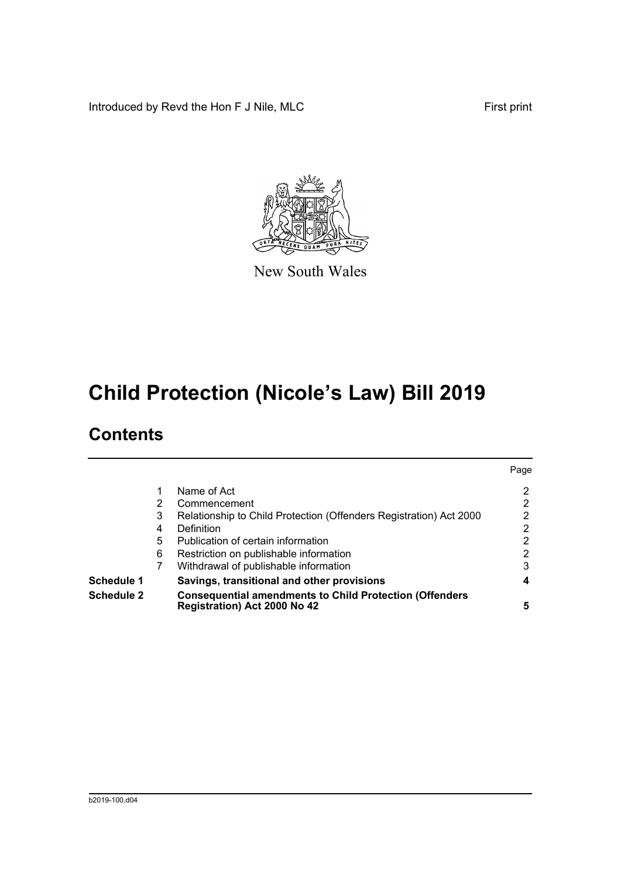Introduced by Revd the Hon F J Nile, MLC

First print

New South Wales

# Child Protection (Nicole's Law) Bill 2019

## Contents

| | | | Page |
|---|---|---|---|
| | 1 | Name of Act | 2 |
| | 2 | Commencement | 2 |
| | 3 | Relationship to Child Protection (Offenders Registration) Act 2000 | 2 |
| | 4 | Definition | 2 |
| | 5 | Publication of certain information | 2 |
| | 6 | Restriction on publishable information | 2 |
| | 7 | Withdrawal of publishable information | 3 |
| **Schedule 1** | | **Savings, transitional and other provisions** | **4** |
| **Schedule 2** | | **Consequential amendments to Child Protection (Offenders Registration) Act 2000 No 42** | **5** |

b2019-100.d04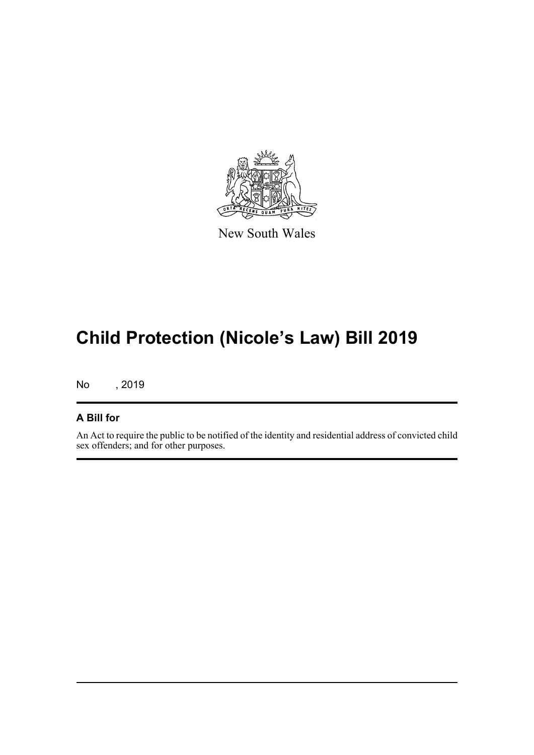New South Wales

# Child Protection (Nicole's Law) Bill 2019

No , 2019

## A Bill for

An Act to require the public to be notified of the identity and residential address of convicted child sex offenders; and for other purposes.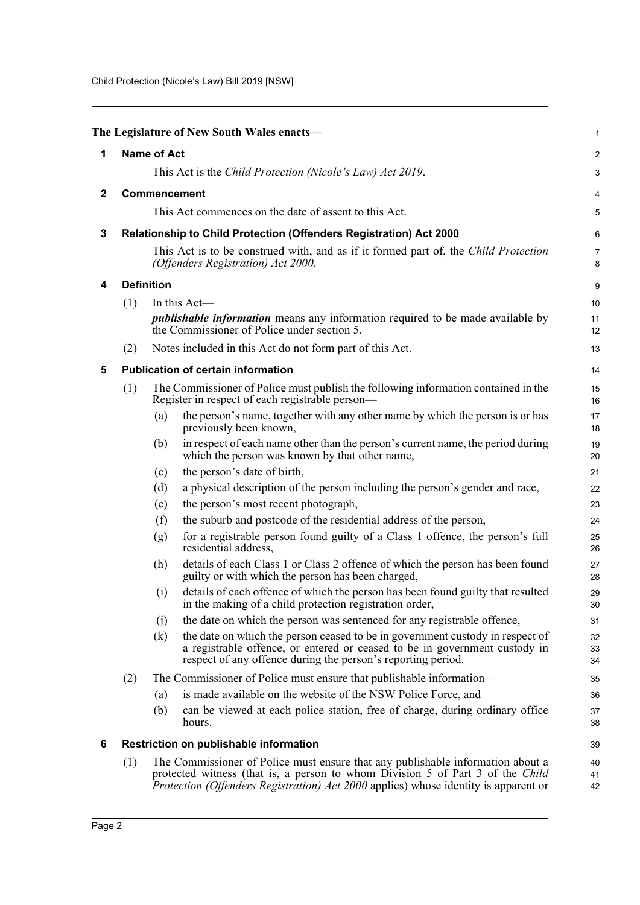**The Legislature of New South Wales enacts—**

## 1 Name of Act

This Act is the *Child Protection (Nicole's Law) Act 2019*.

## 2 Commencement

This Act commences on the date of assent to this Act.

## 3 Relationship to Child Protection (Offenders Registration) Act 2000

This Act is to be construed with, and as if it formed part of, the *Child Protection (Offenders Registration) Act 2000*.

## 4 Definition

(1) In this Act—

***publishable information*** means any information required to be made available by the Commissioner of Police under section 5.

(2) Notes included in this Act do not form part of this Act.

## 5 Publication of certain information

(1) The Commissioner of Police must publish the following information contained in the Register in respect of each registrable person—

- (a) the person's name, together with any other name by which the person is or has previously been known,
- (b) in respect of each name other than the person's current name, the period during which the person was known by that other name,
- (c) the person's date of birth,
- (d) a physical description of the person including the person's gender and race,
- (e) the person's most recent photograph,
- (f) the suburb and postcode of the residential address of the person,
- (g) for a registrable person found guilty of a Class 1 offence, the person's full residential address,
- (h) details of each Class 1 or Class 2 offence of which the person has been found guilty or with which the person has been charged,
- (i) details of each offence of which the person has been found guilty that resulted in the making of a child protection registration order,
- (j) the date on which the person was sentenced for any registrable offence,
- (k) the date on which the person ceased to be in government custody in respect of a registrable offence, or entered or ceased to be in government custody in respect of any offence during the person's reporting period.

(2) The Commissioner of Police must ensure that publishable information—

- (a) is made available on the website of the NSW Police Force, and
- (b) can be viewed at each police station, free of charge, during ordinary office hours.

## 6 Restriction on publishable information

(1) The Commissioner of Police must ensure that any publishable information about a protected witness (that is, a person to whom Division 5 of Part 3 of the *Child Protection (Offenders Registration) Act 2000* applies) whose identity is apparent or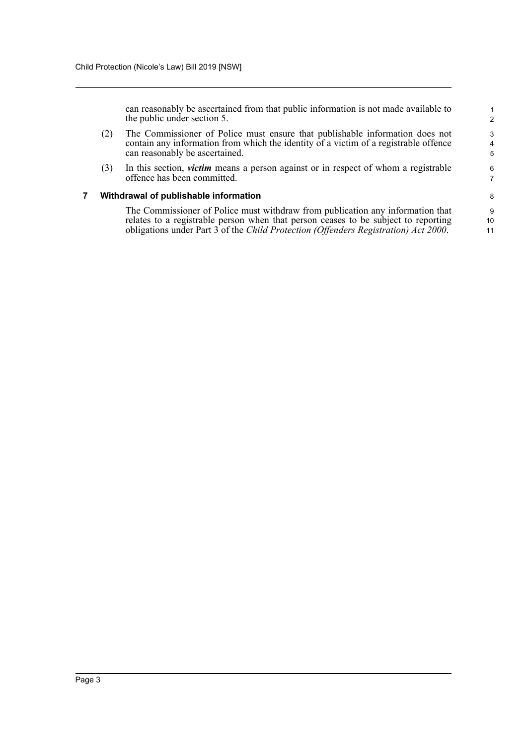can reasonably be ascertained from that public information is not made available to the public under section 5.

(2) The Commissioner of Police must ensure that publishable information does not contain any information from which the identity of a victim of a registrable offence can reasonably be ascertained.

(3) In this section, ***victim*** means a person against or in respect of whom a registrable offence has been committed.

### 7 Withdrawal of publishable information

The Commissioner of Police must withdraw from publication any information that relates to a registrable person when that person ceases to be subject to reporting obligations under Part 3 of the *Child Protection (Offenders Registration) Act 2000*.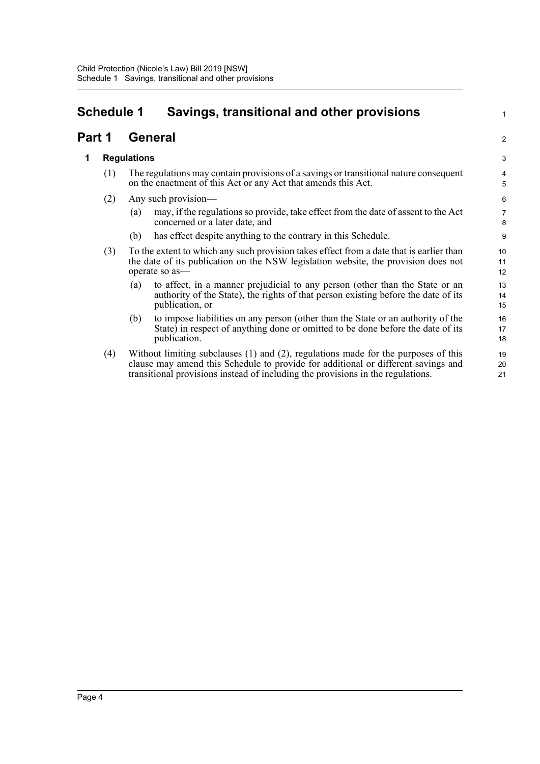# Schedule 1 Savings, transitional and other provisions

## Part 1 General

### 1 Regulations

(1) The regulations may contain provisions of a savings or transitional nature consequent on the enactment of this Act or any Act that amends this Act.

(2) Any such provision—

(a) may, if the regulations so provide, take effect from the date of assent to the Act concerned or a later date, and

(b) has effect despite anything to the contrary in this Schedule.

(3) To the extent to which any such provision takes effect from a date that is earlier than the date of its publication on the NSW legislation website, the provision does not operate so as—

(a) to affect, in a manner prejudicial to any person (other than the State or an authority of the State), the rights of that person existing before the date of its publication, or

(b) to impose liabilities on any person (other than the State or an authority of the State) in respect of anything done or omitted to be done before the date of its publication.

(4) Without limiting subclauses (1) and (2), regulations made for the purposes of this clause may amend this Schedule to provide for additional or different savings and transitional provisions instead of including the provisions in the regulations.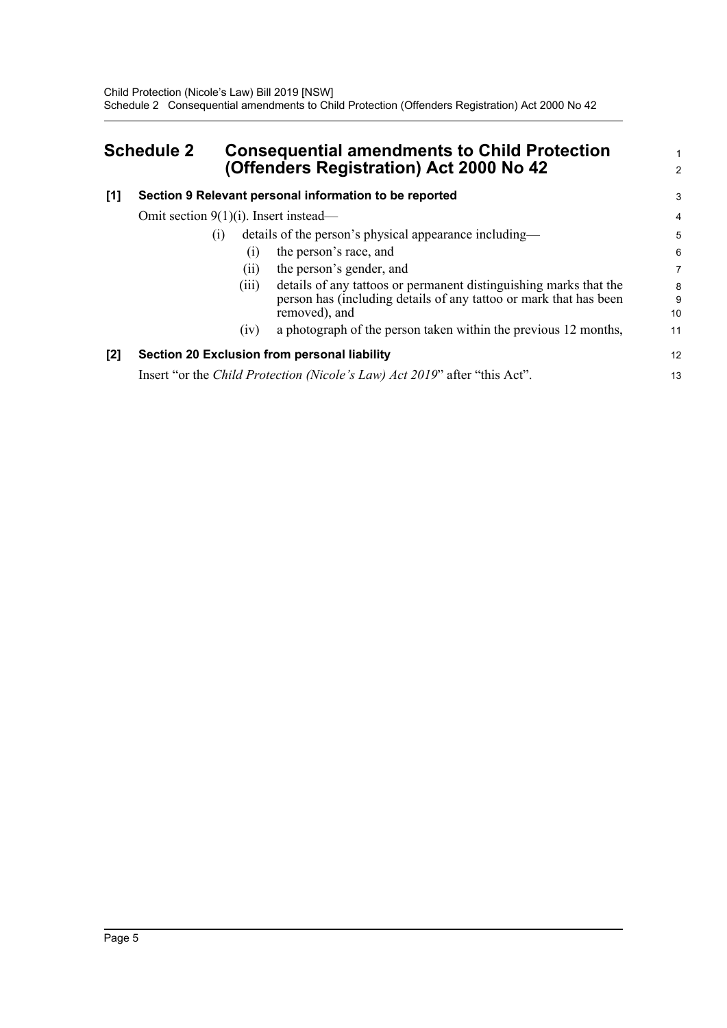## Schedule 2 Consequential amendments to Child Protection (Offenders Registration) Act 2000 No 42

**[1] Section 9 Relevant personal information to be reported**

Omit section 9(1)(i). Insert instead—

(i) details of the person's physical appearance including—

(i) the person's race, and

(ii) the person's gender, and

(iii) details of any tattoos or permanent distinguishing marks that the person has (including details of any tattoo or mark that has been removed), and

(iv) a photograph of the person taken within the previous 12 months,

**[2] Section 20 Exclusion from personal liability**

Insert "or the *Child Protection (Nicole's Law) Act 2019*" after "this Act".